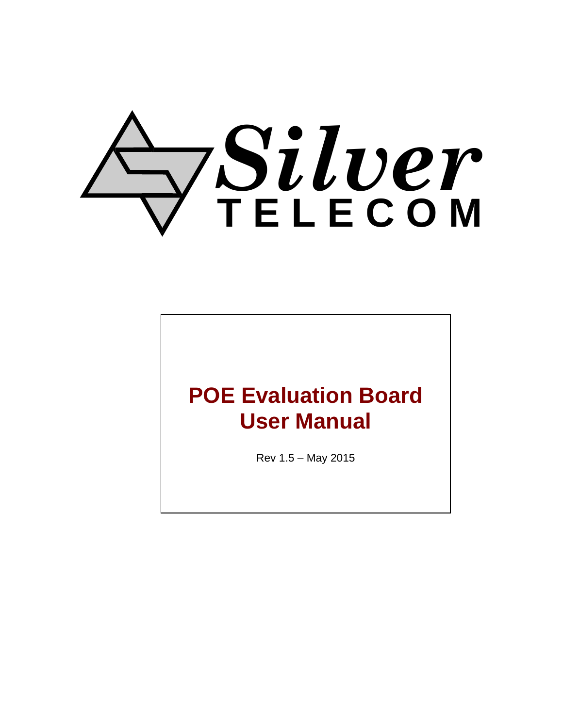Silver TELECOM

# POE Evaluation Board User Manual

Rev 1.5 – May 2015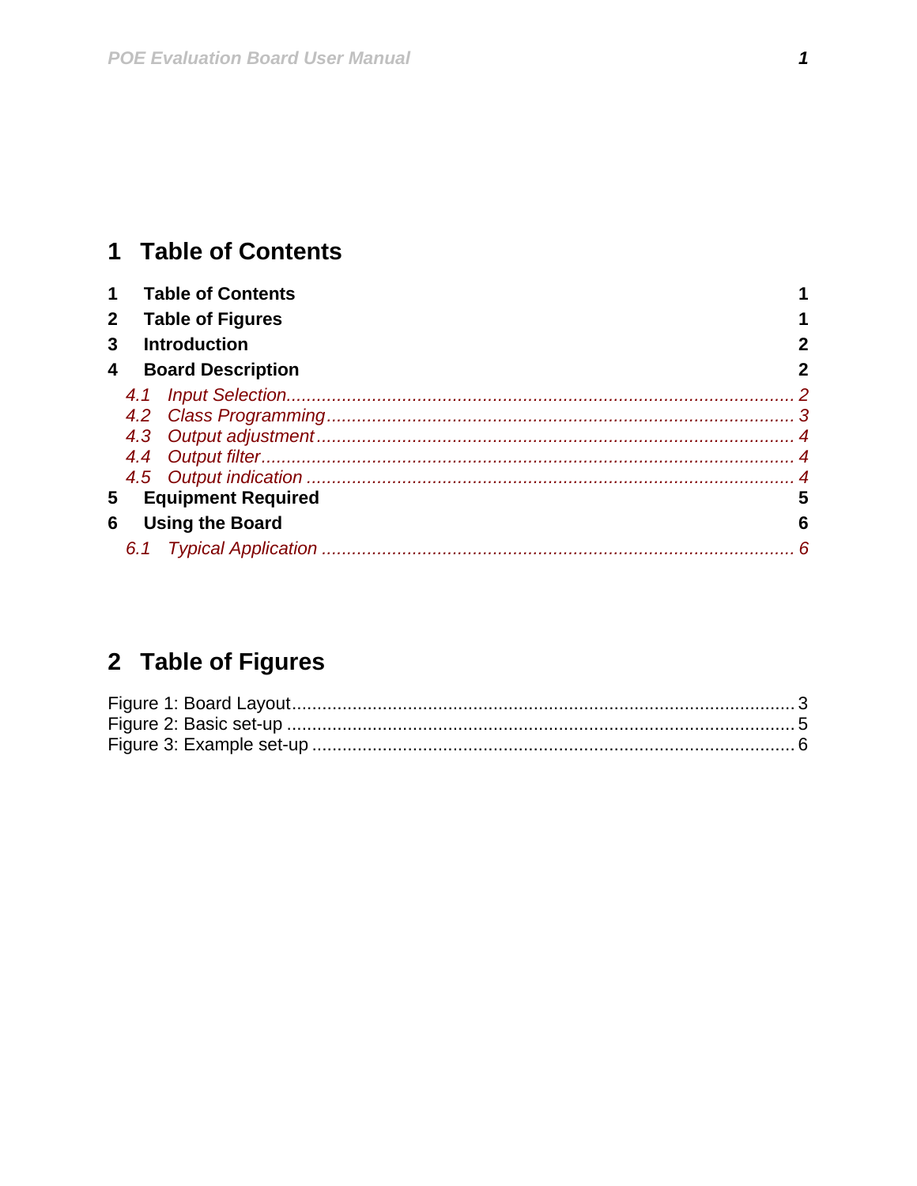# 1 Table of Contents

| | | |
|---|---|---|
| **1** | **Table of Contents** | **1** |
| **2** | **Table of Figures** | **1** |
| **3** | **Introduction** | **2** |
| **4** | **Board Description** | **2** |
| *4.1* | *Input Selection* | *2* |
| *4.2* | *Class Programming* | *3* |
| *4.3* | *Output adjustment* | *4* |
| *4.4* | *Output filter* | *4* |
| *4.5* | *Output indication* | *4* |
| **5** | **Equipment Required** | **5** |
| **6** | **Using the Board** | **6** |
| *6.1* | *Typical Application* | *6* |

# 2 Table of Figures

Figure 1: Board Layout ........ 3
Figure 2: Basic set-up ........ 5
Figure 3: Example set-up ........ 6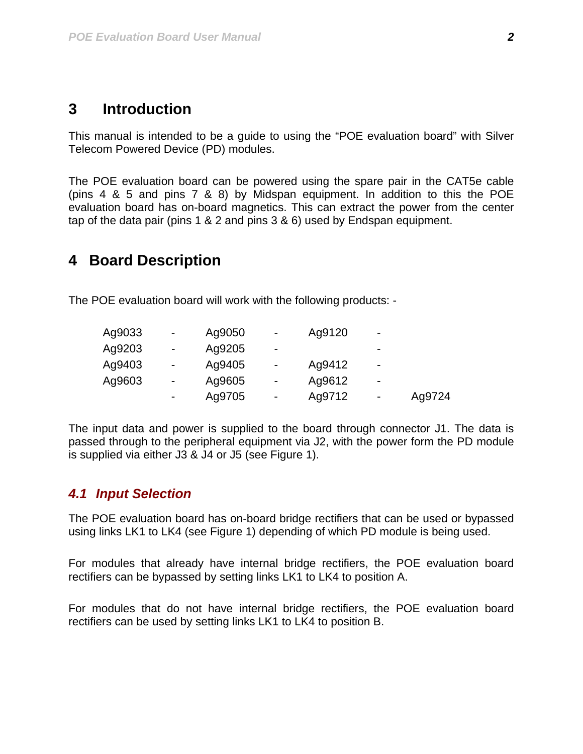# 3 Introduction

This manual is intended to be a guide to using the "POE evaluation board" with Silver Telecom Powered Device (PD) modules.

The POE evaluation board can be powered using the spare pair in the CAT5e cable (pins 4 & 5 and pins 7 & 8) by Midspan equipment. In addition to this the POE evaluation board has on-board magnetics. This can extract the power from the center tap of the data pair (pins 1 & 2 and pins 3 & 6) used by Endspan equipment.

# 4 Board Description

The POE evaluation board will work with the following products: -

| | | | | | | |
|---|---|---|---|---|---|---|
| Ag9033 | - | Ag9050 | - | Ag9120 | - | |
| Ag9203 | - | Ag9205 | - | | - | |
| Ag9403 | - | Ag9405 | - | Ag9412 | - | |
| Ag9603 | - | Ag9605 | - | Ag9612 | - | |
| | - | Ag9705 | - | Ag9712 | - | Ag9724 |

The input data and power is supplied to the board through connector J1. The data is passed through to the peripheral equipment via J2, with the power form the PD module is supplied via either J3 & J4 or J5 (see Figure 1).

## *4.1 Input Selection*

The POE evaluation board has on-board bridge rectifiers that can be used or bypassed using links LK1 to LK4 (see Figure 1) depending of which PD module is being used.

For modules that already have internal bridge rectifiers, the POE evaluation board rectifiers can be bypassed by setting links LK1 to LK4 to position A.

For modules that do not have internal bridge rectifiers, the POE evaluation board rectifiers can be used by setting links LK1 to LK4 to position B.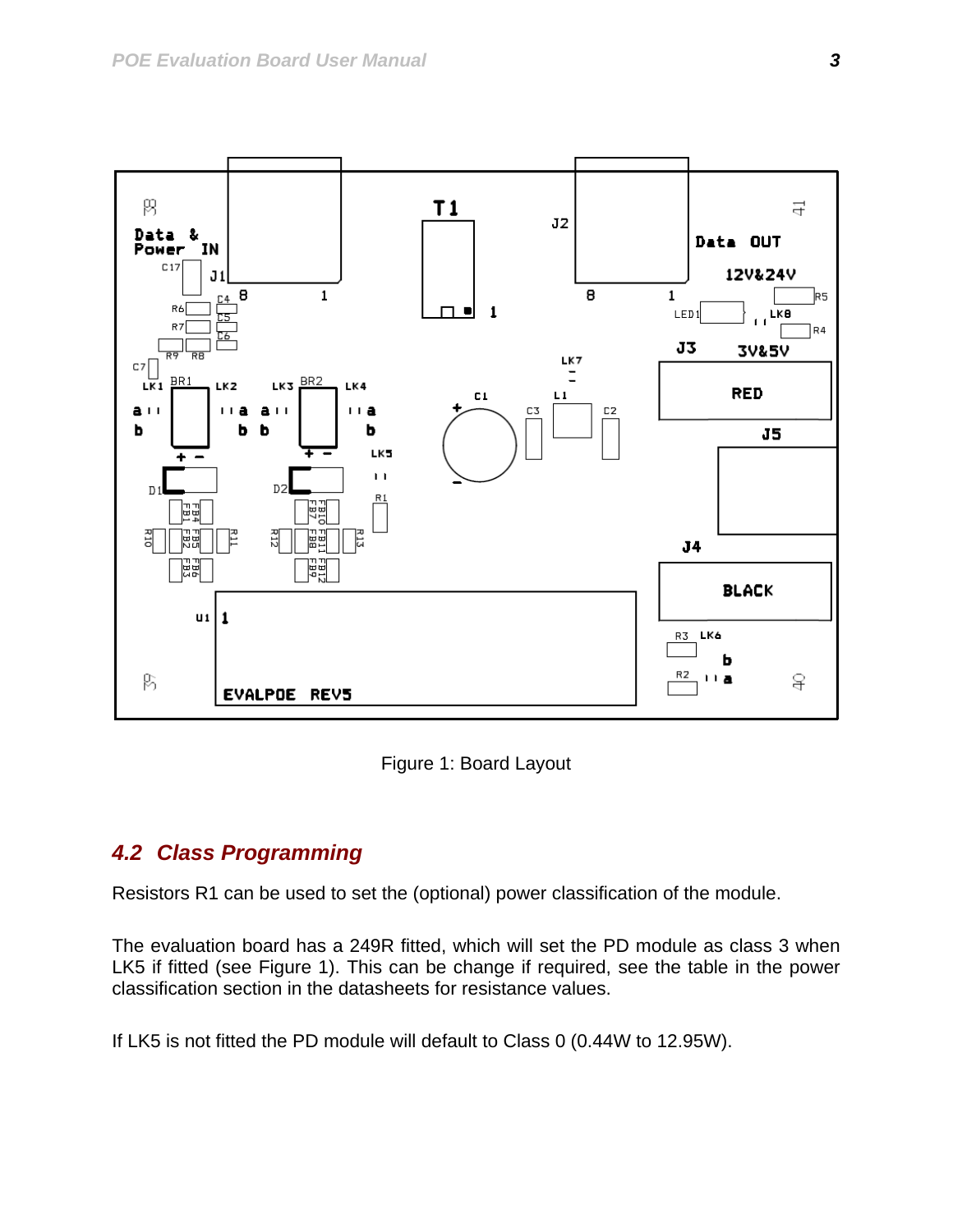Figure 1: Board Layout

## *4.2 Class Programming*

Resistors R1 can be used to set the (optional) power classification of the module.

The evaluation board has a 249R fitted, which will set the PD module as class 3 when LK5 if fitted (see Figure 1). This can be change if required, see the table in the power classification section in the datasheets for resistance values.

If LK5 is not fitted the PD module will default to Class 0 (0.44W to 12.95W).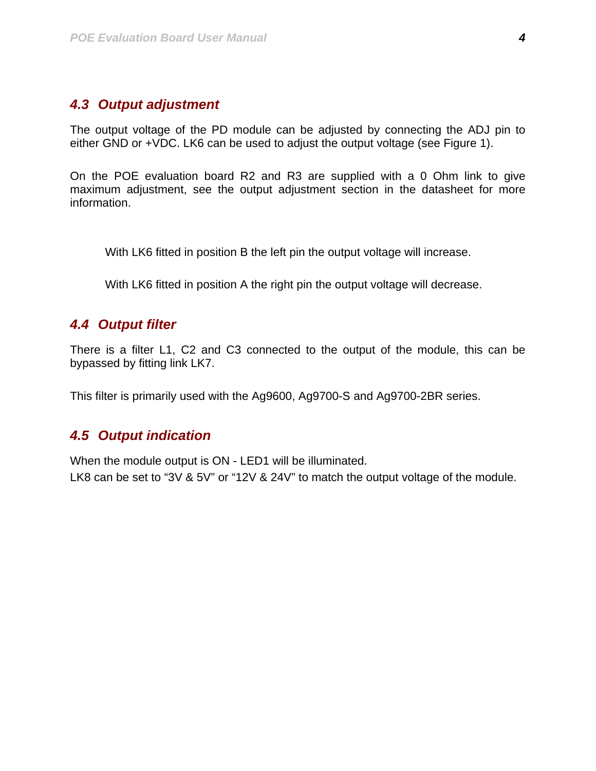### 4.3 Output adjustment

The output voltage of the PD module can be adjusted by connecting the ADJ pin to either GND or +VDC. LK6 can be used to adjust the output voltage (see Figure 1).

On the POE evaluation board R2 and R3 are supplied with a 0 Ohm link to give maximum adjustment, see the output adjustment section in the datasheet for more information.

With LK6 fitted in position B the left pin the output voltage will increase.

With LK6 fitted in position A the right pin the output voltage will decrease.

### 4.4 Output filter

There is a filter L1, C2 and C3 connected to the output of the module, this can be bypassed by fitting link LK7.

This filter is primarily used with the Ag9600, Ag9700-S and Ag9700-2BR series.

### 4.5 Output indication

When the module output is ON - LED1 will be illuminated.
LK8 can be set to “3V & 5V” or “12V & 24V” to match the output voltage of the module.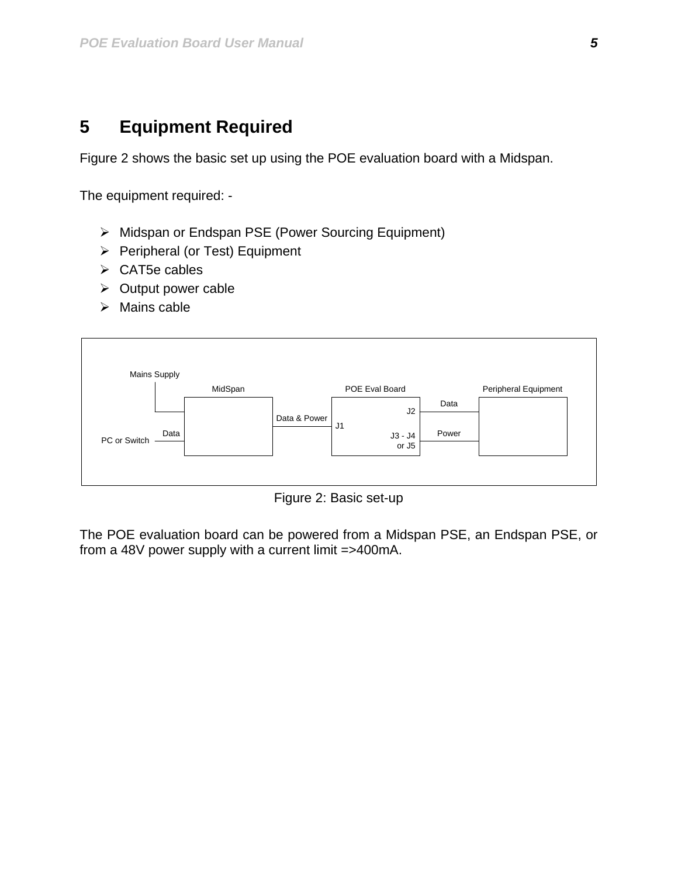# 5 Equipment Required

Figure 2 shows the basic set up using the POE evaluation board with a Midspan.

The equipment required: -

- Midspan or Endspan PSE (Power Sourcing Equipment)
- Peripheral (or Test) Equipment
- CAT5e cables
- Output power cable
- Mains cable

Figure 2: Basic set-up

The POE evaluation board can be powered from a Midspan PSE, an Endspan PSE, or from a 48V power supply with a current limit =>400mA.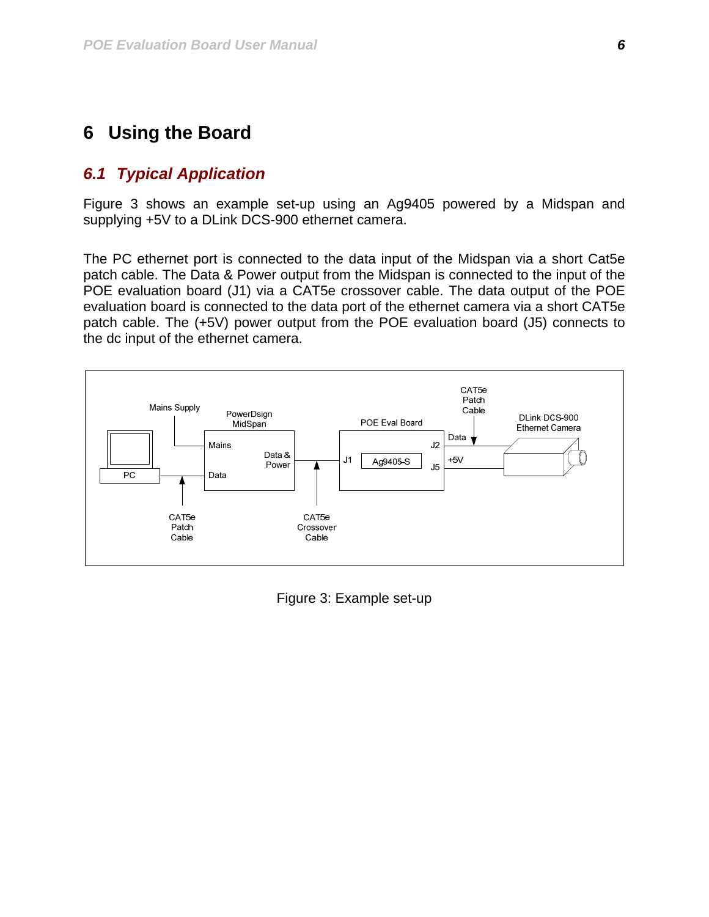# 6 Using the Board

## 6.1 Typical Application

Figure 3 shows an example set-up using an Ag9405 powered by a Midspan and supplying +5V to a DLink DCS-900 ethernet camera.

The PC ethernet port is connected to the data input of the Midspan via a short Cat5e patch cable. The Data & Power output from the Midspan is connected to the input of the POE evaluation board (J1) via a CAT5e crossover cable. The data output of the POE evaluation board is connected to the data port of the ethernet camera via a short CAT5e patch cable. The (+5V) power output from the POE evaluation board (J5) connects to the dc input of the ethernet camera.

Mains Supply
PowerDsign MidSpan
Mains
Data & Power
Data
PC
CAT5e Patch Cable
CAT5e Crossover Cable
POE Eval Board
J1
Ag9405-S
J2
J5
CAT5e Patch Cable
Data
+5V
DLink DCS-900 Ethernet Camera

Figure 3: Example set-up